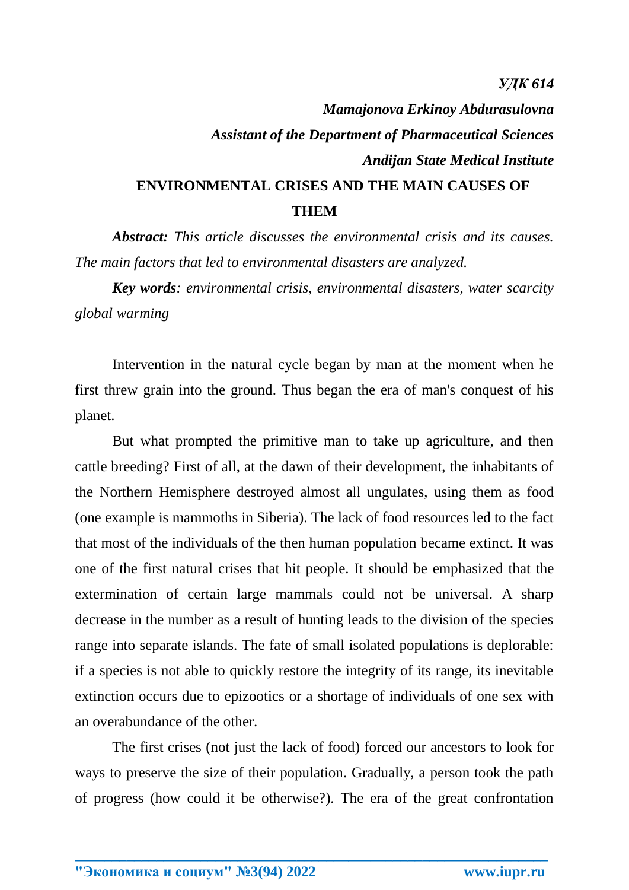*УДК 614*

***Mamajonova Erkinoy Abdurasulovna***

***Assistant of the Department of Pharmaceutical Sciences***

***Andijan State Medical Institute***

# ENVIRONMENTAL CRISES AND THE MAIN CAUSES OF THEM

***Abstract:*** *This article discusses the environmental crisis and its causes. The main factors that led to environmental disasters are analyzed.*

***Key words****: environmental crisis, environmental disasters, water scarcity global warming*

Intervention in the natural cycle began by man at the moment when he first threw grain into the ground. Thus began the era of man's conquest of his planet.

But what prompted the primitive man to take up agriculture, and then cattle breeding? First of all, at the dawn of their development, the inhabitants of the Northern Hemisphere destroyed almost all ungulates, using them as food (one example is mammoths in Siberia). The lack of food resources led to the fact that most of the individuals of the then human population became extinct. It was one of the first natural crises that hit people. It should be emphasized that the extermination of certain large mammals could not be universal. A sharp decrease in the number as a result of hunting leads to the division of the species range into separate islands. The fate of small isolated populations is deplorable: if a species is not able to quickly restore the integrity of its range, its inevitable extinction occurs due to epizootics or a shortage of individuals of one sex with an overabundance of the other.

The first crises (not just the lack of food) forced our ancestors to look for ways to preserve the size of their population. Gradually, a person took the path of progress (how could it be otherwise?). The era of the great confrontation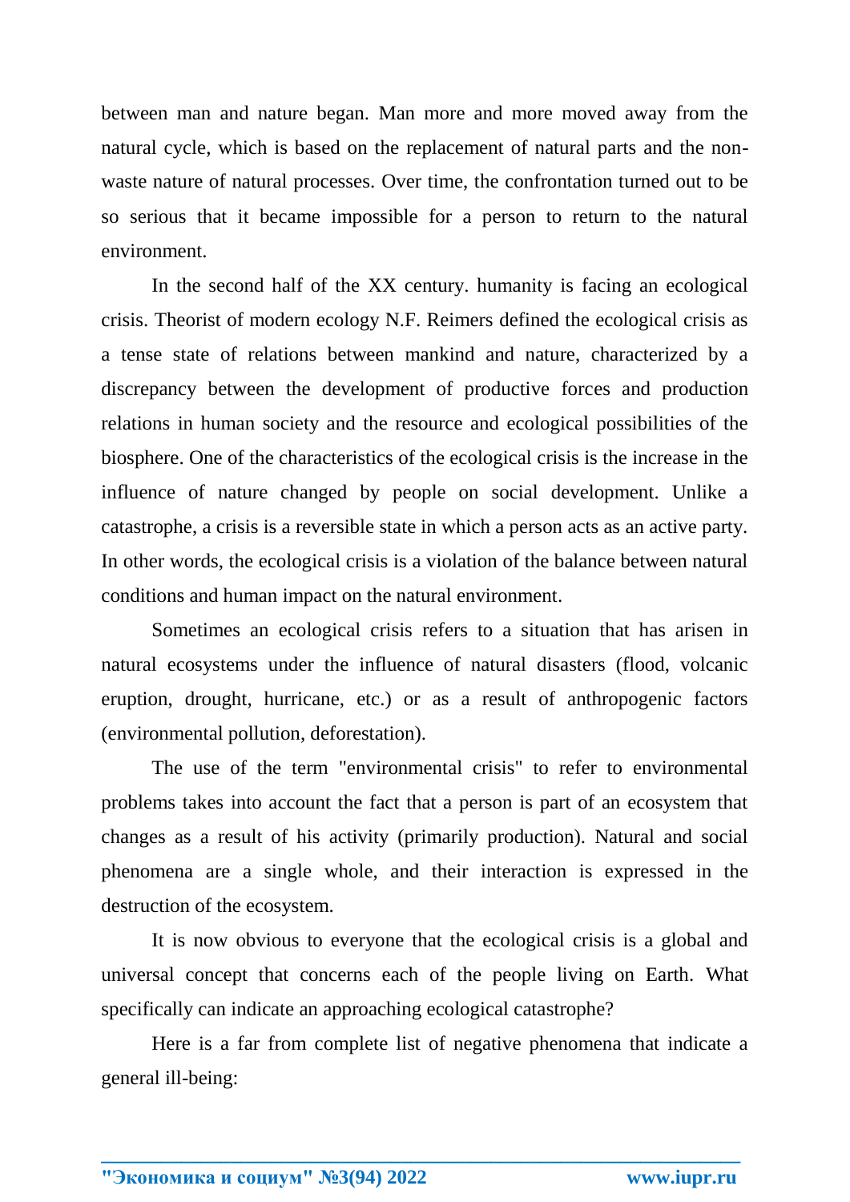between man and nature began. Man more and more moved away from the natural cycle, which is based on the replacement of natural parts and the non-waste nature of natural processes. Over time, the confrontation turned out to be so serious that it became impossible for a person to return to the natural environment.

In the second half of the XX century. humanity is facing an ecological crisis. Theorist of modern ecology N.F. Reimers defined the ecological crisis as a tense state of relations between mankind and nature, characterized by a discrepancy between the development of productive forces and production relations in human society and the resource and ecological possibilities of the biosphere. One of the characteristics of the ecological crisis is the increase in the influence of nature changed by people on social development. Unlike a catastrophe, a crisis is a reversible state in which a person acts as an active party. In other words, the ecological crisis is a violation of the balance between natural conditions and human impact on the natural environment.

Sometimes an ecological crisis refers to a situation that has arisen in natural ecosystems under the influence of natural disasters (flood, volcanic eruption, drought, hurricane, etc.) or as a result of anthropogenic factors (environmental pollution, deforestation).

The use of the term "environmental crisis" to refer to environmental problems takes into account the fact that a person is part of an ecosystem that changes as a result of his activity (primarily production). Natural and social phenomena are a single whole, and their interaction is expressed in the destruction of the ecosystem.

It is now obvious to everyone that the ecological crisis is a global and universal concept that concerns each of the people living on Earth. What specifically can indicate an approaching ecological catastrophe?

Here is a far from complete list of negative phenomena that indicate a general ill-being: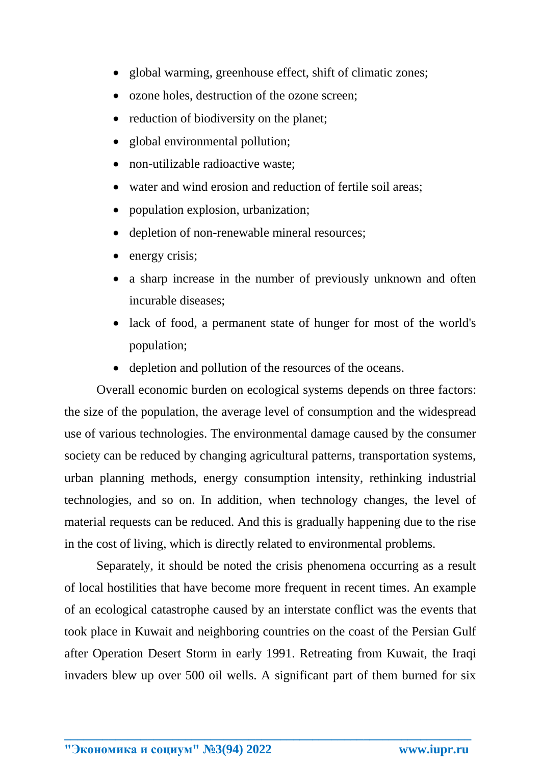- global warming, greenhouse effect, shift of climatic zones;
- ozone holes, destruction of the ozone screen;
- reduction of biodiversity on the planet;
- global environmental pollution;
- non-utilizable radioactive waste;
- water and wind erosion and reduction of fertile soil areas;
- population explosion, urbanization;
- depletion of non-renewable mineral resources;
- energy crisis;
- a sharp increase in the number of previously unknown and often incurable diseases;
- lack of food, a permanent state of hunger for most of the world's population;
- depletion and pollution of the resources of the oceans.

Overall economic burden on ecological systems depends on three factors: the size of the population, the average level of consumption and the widespread use of various technologies. The environmental damage caused by the consumer society can be reduced by changing agricultural patterns, transportation systems, urban planning methods, energy consumption intensity, rethinking industrial technologies, and so on. In addition, when technology changes, the level of material requests can be reduced. And this is gradually happening due to the rise in the cost of living, which is directly related to environmental problems.

Separately, it should be noted the crisis phenomena occurring as a result of local hostilities that have become more frequent in recent times. An example of an ecological catastrophe caused by an interstate conflict was the events that took place in Kuwait and neighboring countries on the coast of the Persian Gulf after Operation Desert Storm in early 1991. Retreating from Kuwait, the Iraqi invaders blew up over 500 oil wells. A significant part of them burned for six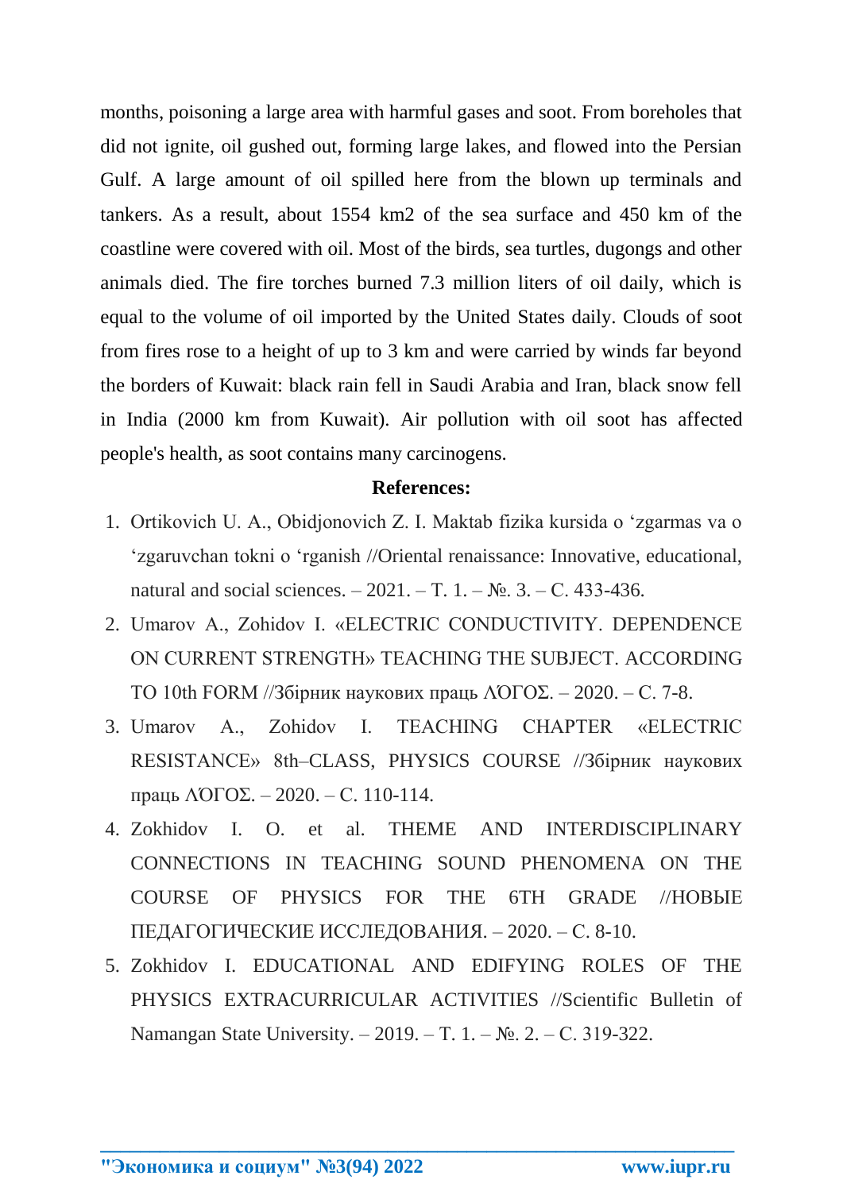months, poisoning a large area with harmful gases and soot. From boreholes that did not ignite, oil gushed out, forming large lakes, and flowed into the Persian Gulf. A large amount of oil spilled here from the blown up terminals and tankers. As a result, about 1554 km2 of the sea surface and 450 km of the coastline were covered with oil. Most of the birds, sea turtles, dugongs and other animals died. The fire torches burned 7.3 million liters of oil daily, which is equal to the volume of oil imported by the United States daily. Clouds of soot from fires rose to a height of up to 3 km and were carried by winds far beyond the borders of Kuwait: black rain fell in Saudi Arabia and Iran, black snow fell in India (2000 km from Kuwait). Air pollution with oil soot has affected people's health, as soot contains many carcinogens.

**References:**

1. Ortikovich U. A., Obidjonovich Z. I. Maktab fizika kursida o ‘zgarmas va o ‘zgaruvchan tokni o ‘rganish //Oriental renaissance: Innovative, educational, natural and social sciences. – 2021. – Т. 1. – №. 3. – С. 433-436.
2. Umarov A., Zohidov I. «ELECTRIC CONDUCTIVITY. DEPENDENCE ON CURRENT STRENGTH» TEACHING THE SUBJECT. ACCORDING TO 10th FORM //Збірник наукових праць ΛΌГOΣ. – 2020. – С. 7-8.
3. Umarov A., Zohidov I. TEACHING CHAPTER «ELECTRIC RESISTANCE» 8th–CLASS, PHYSICS COURSE //Збірник наукових праць ΛΌГOΣ. – 2020. – С. 110-114.
4. Zokhidov I. O. et al. THEME AND INTERDISCIPLINARY CONNECTIONS IN TEACHING SOUND PHENOMENA ON THE COURSE OF PHYSICS FOR THE 6TH GRADE //НОВЫЕ ПЕДАГОГИЧЕСКИЕ ИССЛЕДОВАНИЯ. – 2020. – С. 8-10.
5. Zokhidov I. EDUCATIONAL AND EDIFYING ROLES OF THE PHYSICS EXTRACURRICULAR ACTIVITIES //Scientific Bulletin of Namangan State University. – 2019. – Т. 1. – №. 2. – С. 319-322.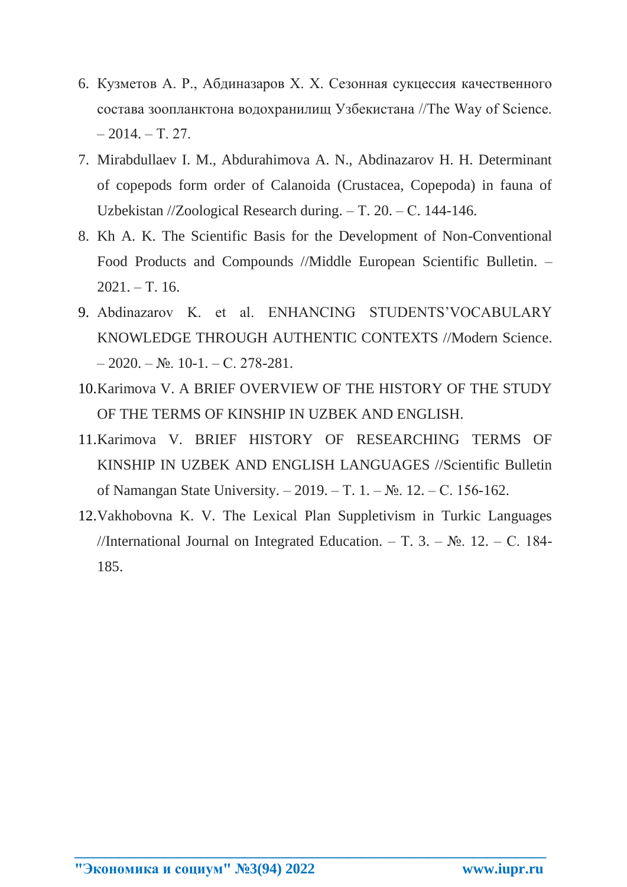6. Кузметов А. Р., Абдиназаров Х. Х. Сезонная сукцессия качественного состава зоопланктона водохранилищ Узбекистана //The Way of Science. – 2014. – Т. 27.
7. Mirabdullaev I. M., Abdurahimova A. N., Abdinazarov H. H. Determinant of copepods form order of Calanoida (Crustacea, Copepoda) in fauna of Uzbekistan //Zoological Research during. – Т. 20. – С. 144-146.
8. Kh A. K. The Scientific Basis for the Development of Non-Conventional Food Products and Compounds //Middle European Scientific Bulletin. – 2021. – Т. 16.
9. Abdinazarov K. et al. ENHANCING STUDENTS'VOCABULARY KNOWLEDGE THROUGH AUTHENTIC CONTEXTS //Modern Science. – 2020. – №. 10-1. – С. 278-281.
10. Karimova V. A BRIEF OVERVIEW OF THE HISTORY OF THE STUDY OF THE TERMS OF KINSHIP IN UZBEK AND ENGLISH.
11. Karimova V. BRIEF HISTORY OF RESEARCHING TERMS OF KINSHIP IN UZBEK AND ENGLISH LANGUAGES //Scientific Bulletin of Namangan State University. – 2019. – Т. 1. – №. 12. – С. 156-162.
12. Vakhobovna K. V. The Lexical Plan Suppletivism in Turkic Languages //International Journal on Integrated Education. – Т. 3. – №. 12. – С. 184-185.